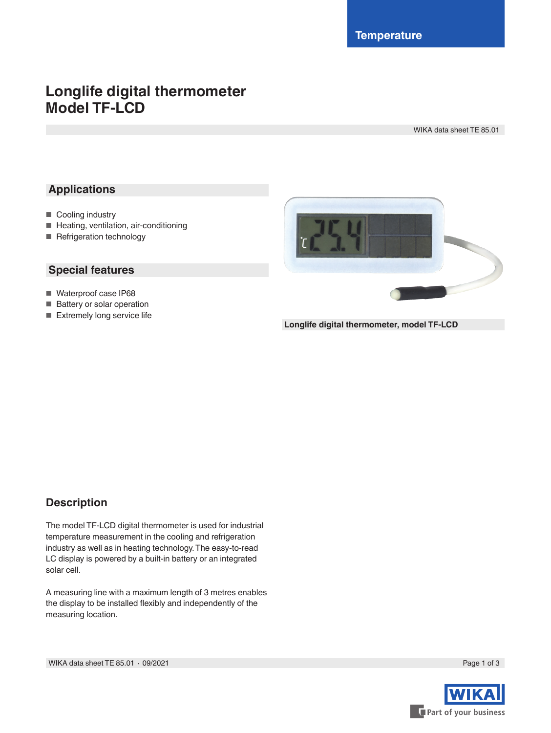Temperature

# Longlife digital thermometer
# Model TF-LCD

WIKA data sheet TE 85.01

## Applications

- Cooling industry
- Heating, ventilation, air-conditioning
- Refrigeration technology

## Special features

- Waterproof case IP68
- Battery or solar operation
- Extremely long service life

**Longlife digital thermometer, model TF-LCD**

## Description

The model TF-LCD digital thermometer is used for industrial temperature measurement in the cooling and refrigeration industry as well as in heating technology. The easy-to-read LC display is powered by a built-in battery or an integrated solar cell.

A measuring line with a maximum length of 3 metres enables the display to be installed flexibly and independently of the measuring location.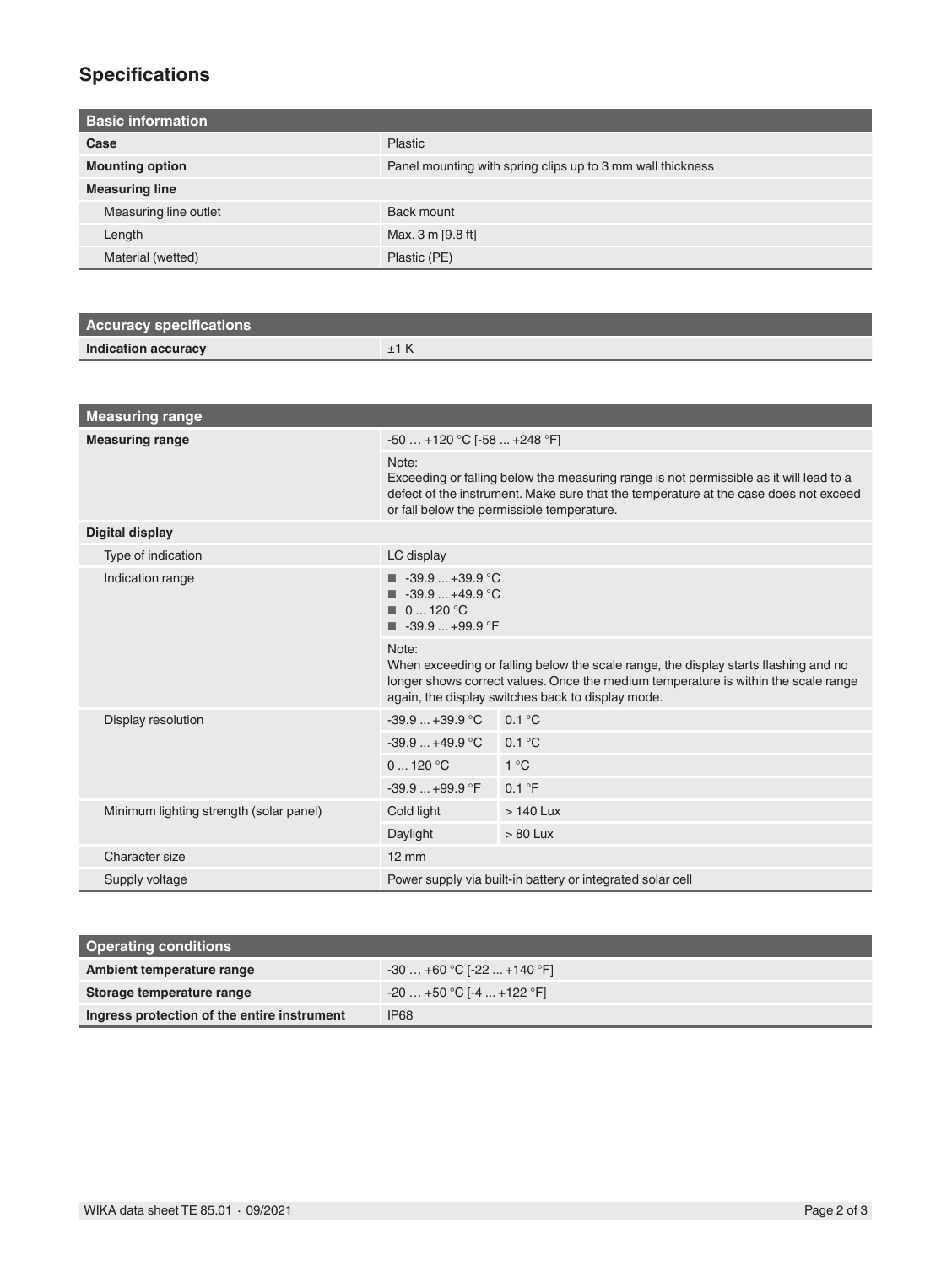## Specifications

| Basic information | |
|---|---|
| **Case** | Plastic |
| **Mounting option** | Panel mounting with spring clips up to 3 mm wall thickness |
| **Measuring line** | |
| Measuring line outlet | Back mount |
| Length | Max. 3 m [9.8 ft] |
| Material (wetted) | Plastic (PE) |

| Accuracy specifications | |
|---|---|
| **Indication accuracy** | ±1 K |

| Measuring range | | |
|---|---|---|
| **Measuring range** | -50 … +120 °C [-58 ... +248 °F] | |
| | Note:<br>Exceeding or falling below the measuring range is not permissible as it will lead to a defect of the instrument. Make sure that the temperature at the case does not exceed or fall below the permissible temperature. | |
| **Digital display** | | |
| Type of indication | LC display | |
| Indication range | ■ -39.9 ... +39.9 °C<br>■ -39.9 ... +49.9 °C<br>■ 0 ... 120 °C<br>■ -39.9 ... +99.9 °F | |
| | Note:<br>When exceeding or falling below the scale range, the display starts flashing and no longer shows correct values. Once the medium temperature is within the scale range again, the display switches back to display mode. | |
| Display resolution | -39.9 ... +39.9 °C | 0.1 °C |
| | -39.9 ... +49.9 °C | 0.1 °C |
| | 0 ... 120 °C | 1 °C |
| | -39.9 ... +99.9 °F | 0.1 °F |
| Minimum lighting strength (solar panel) | Cold light | > 140 Lux |
| | Daylight | > 80 Lux |
| Character size | 12 mm | |
| Supply voltage | Power supply via built-in battery or integrated solar cell | |

| Operating conditions | |
|---|---|
| **Ambient temperature range** | -30 … +60 °C [-22 ... +140 °F] |
| **Storage temperature range** | -20 … +50 °C [-4 ... +122 °F] |
| **Ingress protection of the entire instrument** | IP68 |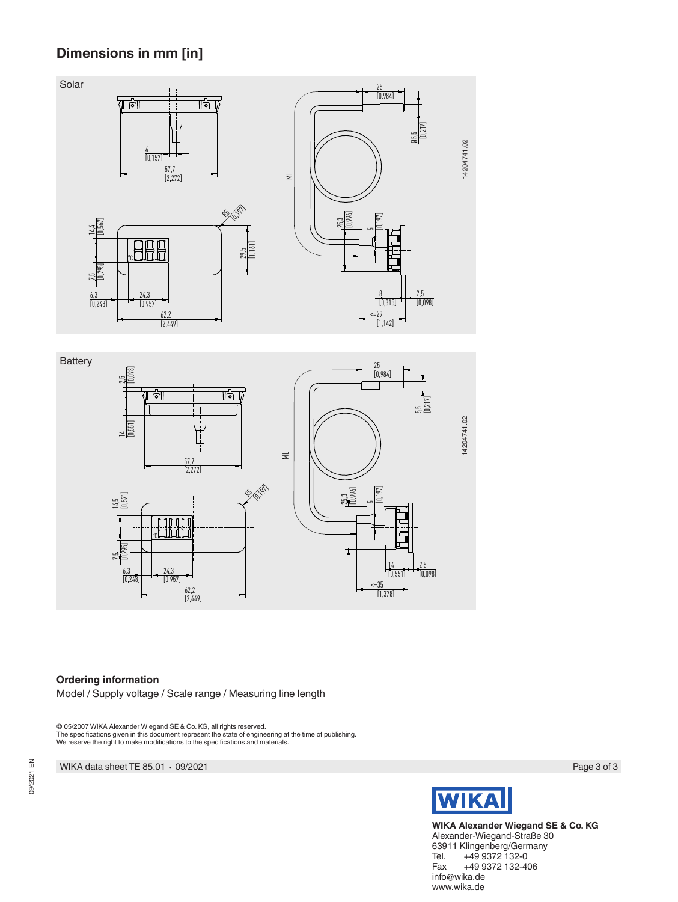## Dimensions in mm [in]

Solar

4
[0,157]
57,7
[2,272]
14,4
[0,567]
7,5
[0,295]
6,3
[0,248]
24,3
[0,957]
62,2
[2,449]
R5
[0,197]
29,5
[1,161]
°C
25
[0,984]
Ø5,5
[0,217]
ML
25,3
[0,996]
5
[0,197]
8
[0,315]
2,5
[0,098]
<=29
[1,142]
14204741.02

Battery

2,5
[0,098]
14
[0,551]
57,7
[2,272]
14,5
[0,571]
7,5
[0,295]
6,3
[0,248]
24,3
[0,957]
62,2
[2,449]
R5
[0,197]
°C
25
[0,984]
5,5
[0,217]
ML
25,3
[0,996]
5
[0,197]
14
[0,551]
2,5
[0,098]
<=35
[1,378]
14204741.02

### Ordering information

Model / Supply voltage / Scale range / Measuring line length

© 05/2007 WIKA Alexander Wiegand SE & Co. KG, all rights reserved.
The specifications given in this document represent the state of engineering at the time of publishing.
We reserve the right to make modifications to the specifications and materials.

**WIKA Alexander Wiegand SE & Co. KG**
Alexander-Wiegand-Straße 30
63911 Klingenberg/Germany
Tel. +49 9372 132-0
Fax +49 9372 132-406
info@wika.de
www.wika.de